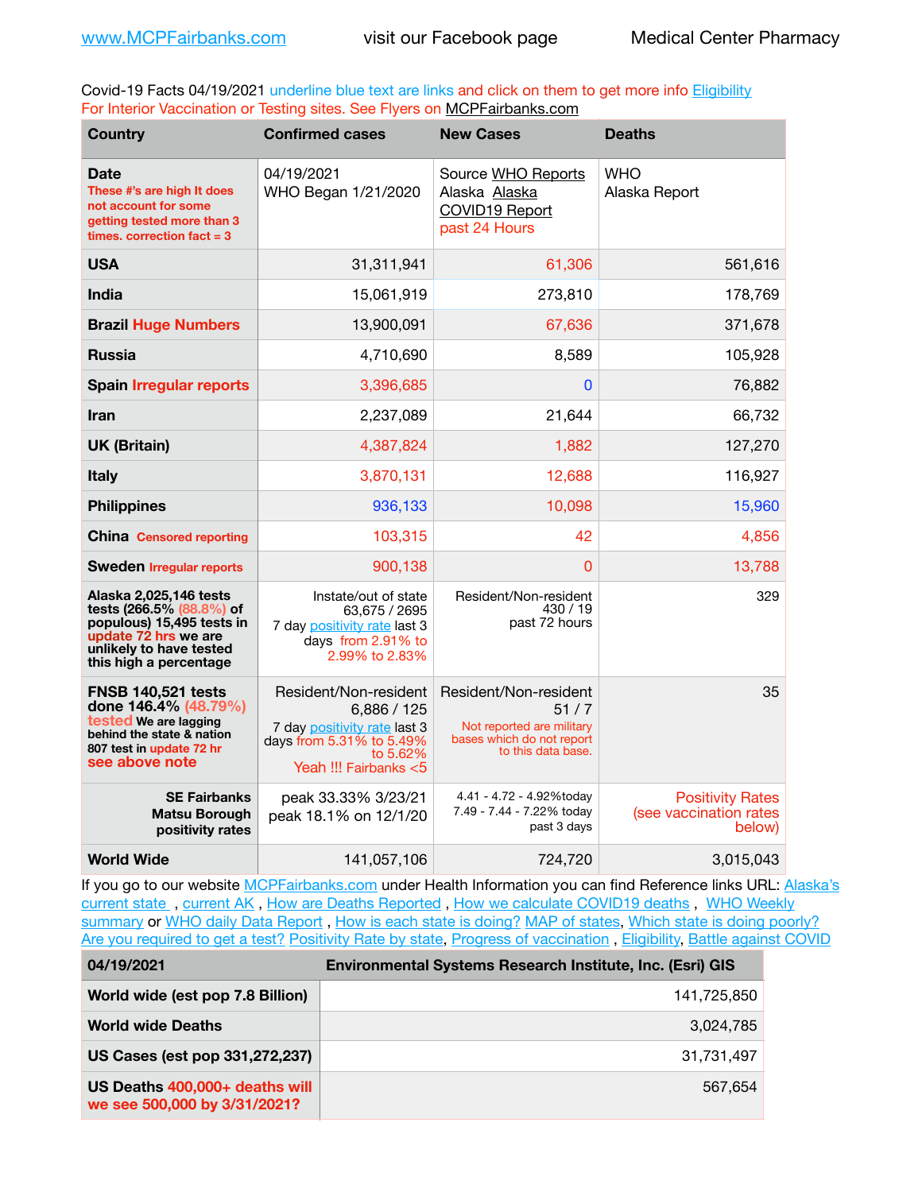www.MCPFairbanks.com visit our Facebook page Medical Center Pharmacy

Covid-19 Facts 04/19/2021 underline blue text are links and click on them to get more info Eligibility
For Interior Vaccination or Testing sites. See Flyers on MCPFairbanks.com

| Country | Confirmed cases | New Cases | Deaths |
|---|---|---|---|
| **Date** These #'s are high It does not account for some getting tested more than 3 times. correction fact = 3 | 04/19/2021 WHO Began 1/21/2020 | Source WHO Reports Alaska Alaska COVID19 Report past 24 Hours | WHO Alaska Report |
| **USA** | 31,311,941 | 61,306 | 561,616 |
| **India** | 15,061,919 | 273,810 | 178,769 |
| **Brazil** Huge Numbers | 13,900,091 | 67,636 | 371,678 |
| **Russia** | 4,710,690 | 8,589 | 105,928 |
| **Spain** Irregular reports | 3,396,685 | 0 | 76,882 |
| **Iran** | 2,237,089 | 21,644 | 66,732 |
| **UK (Britain)** | 4,387,824 | 1,882 | 127,270 |
| **Italy** | 3,870,131 | 12,688 | 116,927 |
| **Philippines** | 936,133 | 10,098 | 15,960 |
| **China** Censored reporting | 103,315 | 42 | 4,856 |
| **Sweden** Irregular reports | 900,138 | 0 | 13,788 |
| **Alaska 2,025,146 tests tests (266.5% (88.8%) of populous) 15,495 tests in update 72 hrs we are unlikely to have tested this high a percentage** | Instate/out of state 63,675 / 2695 7 day positivity rate last 3 days from 2.91% to 2.99% to 2.83% | Resident/Non-resident 430 / 19 past 72 hours | 329 |
| **FNSB 140,521 tests done 146.4% (48.79%) tested We are lagging behind the state & nation 807 test in update 72 hr see above note** | Resident/Non-resident 6,886 / 125 7 day positivity rate last 3 days from 5.31% to 5.49% to 5.62% Yeah !!! Fairbanks <5 | Resident/Non-resident 51 / 7 Not reported are military bases which do not report to this data base. | 35 |
| **SE Fairbanks Matsu Borough positivity rates** | peak 33.33% 3/23/21 peak 18.1% on 12/1/20 | 4.41 - 4.72 - 4.92%today 7.49 - 7.44 - 7.22% today past 3 days | Positivity Rates (see vaccination rates below) |
| **World Wide** | 141,057,106 | 724,720 | 3,015,043 |

If you go to our website MCPFairbanks.com under Health Information you can find Reference links URL: Alaska's current state , current AK , How are Deaths Reported , How we calculate COVID19 deaths , WHO Weekly summary or WHO daily Data Report , How is each state is doing? MAP of states, Which state is doing poorly? Are you required to get a test? Positivity Rate by state, Progress of vaccination , Eligibility, Battle against COVID

| 04/19/2021 | Environmental Systems Research Institute, Inc. (Esri) GIS |
|---|---|
| **World wide (est pop 7.8 Billion)** | 141,725,850 |
| **World wide Deaths** | 3,024,785 |
| **US Cases (est pop 331,272,237)** | 31,731,497 |
| **US Deaths 400,000+ deaths will we see 500,000 by 3/31/2021?** | 567,654 |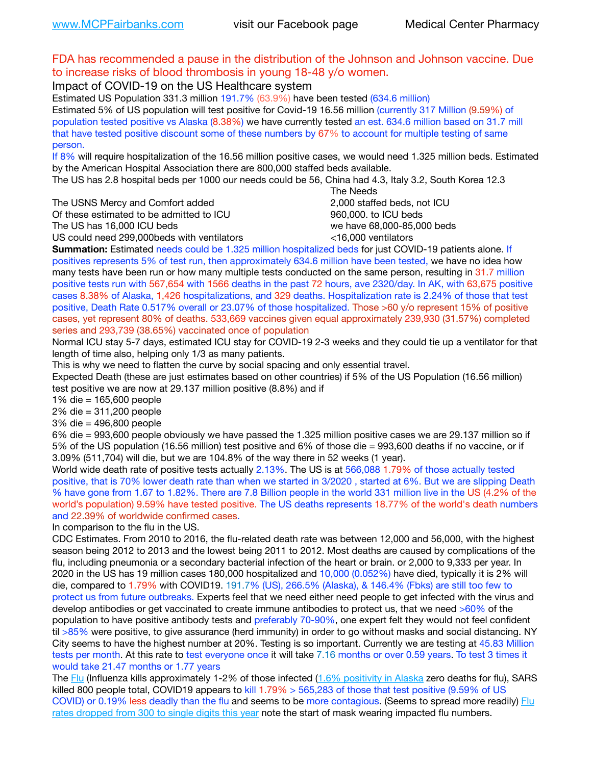www.MCPFairbanks.com visit our Facebook page Medical Center Pharmacy

FDA has recommended a pause in the distribution of the Johnson and Johnson vaccine. Due to increase risks of blood thrombosis in young 18-48 y/o women.

Impact of COVID-19 on the US Healthcare system

Estimated US Population 331.3 million 191.7% (63.9%) have been tested (634.6 million)

Estimated 5% of US population will test positive for Covid-19 16.56 million (currently 317 Million (9.59%) of population tested positive vs Alaska (8.38%) we have currently tested an est. 634.6 million based on 31.7 mill that have tested positive discount some of these numbers by 67% to account for multiple testing of same person.

If 8% will require hospitalization of the 16.56 million positive cases, we would need 1.325 million beds. Estimated by the American Hospital Association there are 800,000 staffed beds available.

The US has 2.8 hospital beds per 1000 our needs could be 56, China had 4.3, Italy 3.2, South Korea 12.3

| | The Needs |
|---|---|
| The USNS Mercy and Comfort added | 2,000 staffed beds, not ICU |
| Of these estimated to be admitted to ICU | 960,000. to ICU beds |
| The US has 16,000 ICU beds | we have 68,000-85,000 beds |
| US could need 299,000beds with ventilators | <16,000 ventilators |

**Summation:** Estimated needs could be 1.325 million hospitalized beds for just COVID-19 patients alone. If positives represents 5% of test run, then approximately 634.6 million have been tested, we have no idea how many tests have been run or how many multiple tests conducted on the same person, resulting in 31.7 million positive tests run with 567,654 with 1566 deaths in the past 72 hours, ave 2320/day. In AK, with 63,675 positive cases 8.38% of Alaska, 1,426 hospitalizations, and 329 deaths. Hospitalization rate is 2.24% of those that test positive, Death Rate 0.517% overall or 23.07% of those hospitalized. Those >60 y/o represent 15% of positive cases, yet represent 80% of deaths. 533,669 vaccines given equal approximately 239,930 (31.57%) completed series and 293,739 (38.65%) vaccinated once of population

Normal ICU stay 5-7 days, estimated ICU stay for COVID-19 2-3 weeks and they could tie up a ventilator for that length of time also, helping only 1/3 as many patients.

This is why we need to flatten the curve by social spacing and only essential travel.

Expected Death (these are just estimates based on other countries) if 5% of the US Population (16.56 million) test positive we are now at 29.137 million positive (8.8%) and if

1% die = 165,600 people

2% die = 311,200 people

3% die = 496,800 people

6% die = 993,600 people obviously we have passed the 1.325 million positive cases we are 29.137 million so if 5% of the US population (16.56 million) test positive and 6% of those die = 993,600 deaths if no vaccine, or if 3.09% (511,704) will die, but we are 104.8% of the way there in 52 weeks (1 year).

World wide death rate of positive tests actually 2.13%. The US is at 566,088 1.79% of those actually tested positive, that is 70% lower death rate than when we started in 3/2020 , started at 6%. But we are slipping Death % have gone from 1.67 to 1.82%. There are 7.8 Billion people in the world 331 million live in the US (4.2% of the world's population) 9.59% have tested positive. The US deaths represents 18.77% of the world's death numbers and 22.39% of worldwide confirmed cases.

In comparison to the flu in the US.

CDC Estimates. From 2010 to 2016, the flu-related death rate was between 12,000 and 56,000, with the highest season being 2012 to 2013 and the lowest being 2011 to 2012. Most deaths are caused by complications of the flu, including pneumonia or a secondary bacterial infection of the heart or brain. or 2,000 to 9,333 per year. In 2020 in the US has 19 million cases 180,000 hospitalized and 10,000 (0.052%) have died, typically it is 2% will die, compared to 1.79% with COVID19. 191.7% (US), 266.5% (Alaska), & 146.4% (Fbks) are still too few to protect us from future outbreaks. Experts feel that we need either need people to get infected with the virus and develop antibodies or get vaccinated to create immune antibodies to protect us, that we need >60% of the population to have positive antibody tests and preferably 70-90%, one expert felt they would not feel confident til >85% were positive, to give assurance (herd immunity) in order to go without masks and social distancing. NY City seems to have the highest number at 20%. Testing is so important. Currently we are testing at 45.83 Million tests per month. At this rate to test everyone once it will take 7.16 months or over 0.59 years. To test 3 times it would take 21.47 months or 1.77 years

The Flu (Influenza kills approximately 1-2% of those infected (1.6% positivity in Alaska zero deaths for flu), SARS killed 800 people total, COVID19 appears to kill 1.79% > 565,283 of those that test positive (9.59% of US COVID) or 0.19% less deadly than the flu and seems to be more contagious. (Seems to spread more readily) Flu rates dropped from 300 to single digits this year note the start of mask wearing impacted flu numbers.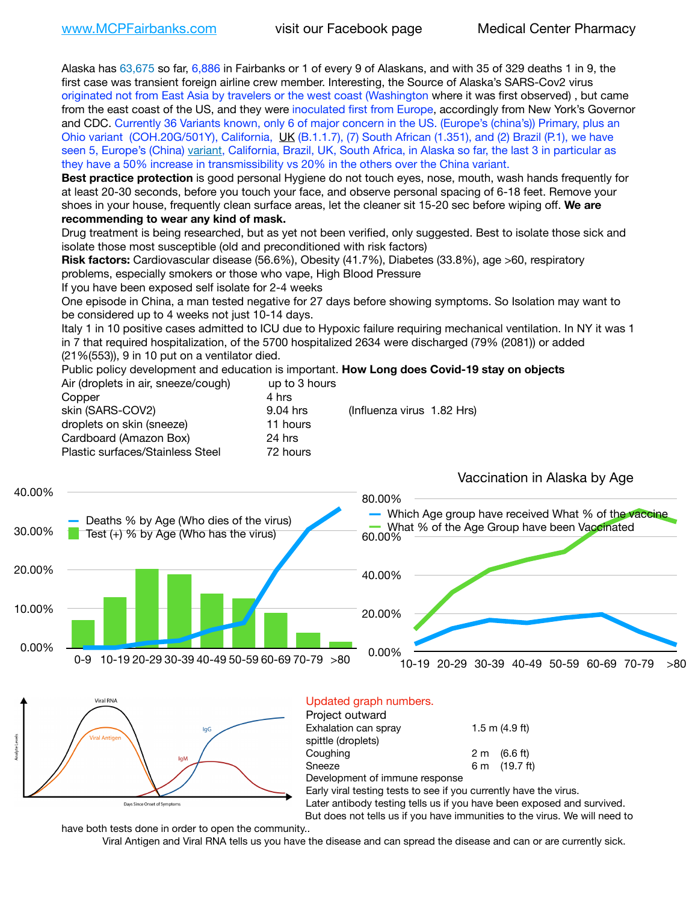www.MCPFairbanks.com visit our Facebook page Medical Center Pharmacy

Alaska has 63,675 so far, 6,886 in Fairbanks or 1 of every 9 of Alaskans, and with 35 of 329 deaths 1 in 9, the first case was transient foreign airline crew member. Interesting, the Source of Alaska's SARS-Cov2 virus originated not from East Asia by travelers or the west coast (Washington where it was first observed) , but came from the east coast of the US, and they were inoculated first from Europe, accordingly from New York's Governor and CDC. Currently 36 Variants known, only 6 of major concern in the US. (Europe's (china's)) Primary, plus an Ohio variant (COH.20G/501Y), California, UK (B.1.1.7), (7) South African (1.351), and (2) Brazil (P.1), we have seen 5, Europe's (China) variant, California, Brazil, UK, South Africa, in Alaska so far, the last 3 in particular as they have a 50% increase in transmissibility vs 20% in the others over the China variant.

**Best practice protection** is good personal Hygiene do not touch eyes, nose, mouth, wash hands frequently for at least 20-30 seconds, before you touch your face, and observe personal spacing of 6-18 feet. Remove your shoes in your house, frequently clean surface areas, let the cleaner sit 15-20 sec before wiping off. **We are recommending to wear any kind of mask.**

Drug treatment is being researched, but as yet not been verified, only suggested. Best to isolate those sick and isolate those most susceptible (old and preconditioned with risk factors)

**Risk factors:** Cardiovascular disease (56.6%), Obesity (41.7%), Diabetes (33.8%), age >60, respiratory problems, especially smokers or those who vape, High Blood Pressure

If you have been exposed self isolate for 2-4 weeks

One episode in China, a man tested negative for 27 days before showing symptoms. So Isolation may want to be considered up to 4 weeks not just 10-14 days.

Italy 1 in 10 positive cases admitted to ICU due to Hypoxic failure requiring mechanical ventilation. In NY it was 1 in 7 that required hospitalization, of the 5700 hospitalized 2634 were discharged (79% (2081)) or added (21%(553)), 9 in 10 put on a ventilator died.

Public policy development and education is important. **How Long does Covid-19 stay on objects**

| | | |
|---|---|---|
| Air (droplets in air, sneeze/cough) | up to 3 hours | |
| Copper | 4 hrs | |
| skin (SARS-COV2) | 9.04 hrs | (Influenza virus 1.82 Hrs) |
| droplets on skin (sneeze) | 11 hours | |
| Cardboard (Amazon Box) | 24 hrs | |
| Plastic surfaces/Stainless Steel | 72 hours | |

Vaccination in Alaska by Age

Updated graph numbers.

Project outward

| | |
|---|---|
| Exhalation can spray spittle (droplets) | 1.5 m (4.9 ft) |
| Coughing | 2 m (6.6 ft) |
| Sneeze | 6 m (19.7 ft) |

Development of immune response

Early viral testing tests to see if you currently have the virus.

Later antibody testing tells us if you have been exposed and survived. But does not tells us if you have immunities to the virus. We will need to have both tests done in order to open the community..

Viral Antigen and Viral RNA tells us you have the disease and can spread the disease and can or are currently sick.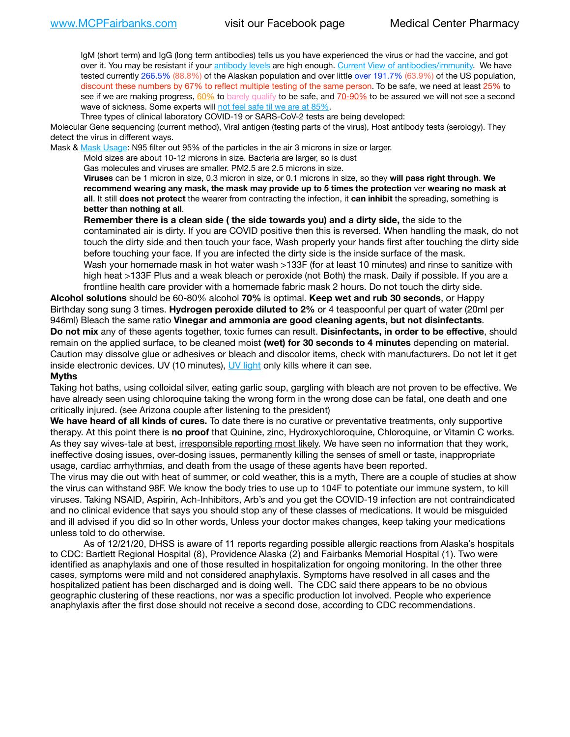IgM (short term) and IgG (long term antibodies) tells us you have experienced the virus or had the vaccine, and got over it. You may be resistant if your antibody levels are high enough. Current View of antibodies/immunity. We have tested currently 266.5% (88.8%) of the Alaskan population and over little over 191.7% (63.9%) of the US population, discount these numbers by 67% to reflect multiple testing of the same person. To be safe, we need at least 25% to see if we are making progress, 60% to barely qualify to be safe, and 70-90% to be assured we will not see a second wave of sickness. Some experts will not feel safe til we are at 85%.

Three types of clinical laboratory COVID-19 or SARS-CoV-2 tests are being developed:

Molecular Gene sequencing (current method), Viral antigen (testing parts of the virus), Host antibody tests (serology). They detect the virus in different ways.

Mask & Mask Usage: N95 filter out 95% of the particles in the air 3 microns in size or larger.

Mold sizes are about 10-12 microns in size. Bacteria are larger, so is dust

Gas molecules and viruses are smaller. PM2.5 are 2.5 microns in size.

**Viruses** can be 1 micron in size, 0.3 micron in size, or 0.1 microns in size, so they **will pass right through**. **We recommend wearing any mask, the mask may provide up to 5 times the protection** ver **wearing no mask at all**. It still **does not protect** the wearer from contracting the infection, it **can inhibit** the spreading, something is **better than nothing at all**.

**Remember there is a clean side ( the side towards you) and a dirty side,** the side to the contaminated air is dirty. If you are COVID positive then this is reversed. When handling the mask, do not touch the dirty side and then touch your face, Wash properly your hands first after touching the dirty side before touching your face. If you are infected the dirty side is the inside surface of the mask.

Wash your homemade mask in hot water wash >133F (for at least 10 minutes) and rinse to sanitize with high heat >133F Plus and a weak bleach or peroxide (not Both) the mask. Daily if possible. If you are a frontline health care provider with a homemade fabric mask 2 hours. Do not touch the dirty side.

**Alcohol solutions** should be 60-80% alcohol **70%** is optimal. **Keep wet and rub 30 seconds**, or Happy Birthday song sung 3 times. **Hydrogen peroxide diluted to 2%** or 4 teaspoonful per quart of water (20ml per 946ml) Bleach the same ratio **Vinegar and ammonia are good cleaning agents, but not disinfectants**.
**Do not mix** any of these agents together, toxic fumes can result. **Disinfectants, in order to be effective**, should remain on the applied surface, to be cleaned moist **(wet) for 30 seconds to 4 minutes** depending on material. Caution may dissolve glue or adhesives or bleach and discolor items, check with manufacturers. Do not let it get inside electronic devices. UV (10 minutes), UV light only kills where it can see.

**Myths**

Taking hot baths, using colloidal silver, eating garlic soup, gargling with bleach are not proven to be effective. We have already seen using chloroquine taking the wrong form in the wrong dose can be fatal, one death and one critically injured. (see Arizona couple after listening to the president)

**We have heard of all kinds of cures.** To date there is no curative or preventative treatments, only supportive therapy. At this point there is **no proof** that Quinine, zinc, Hydroxychloroquine, Chloroquine, or Vitamin C works. As they say wives-tale at best, irresponsible reporting most likely. We have seen no information that they work, ineffective dosing issues, over-dosing issues, permanently killing the senses of smell or taste, inappropriate usage, cardiac arrhythmias, and death from the usage of these agents have been reported.

The virus may die out with heat of summer, or cold weather, this is a myth, There are a couple of studies at show the virus can withstand 98F. We know the body tries to use up to 104F to potentiate our immune system, to kill viruses. Taking NSAID, Aspirin, Ach-Inhibitors, Arb's and you get the COVID-19 infection are not contraindicated and no clinical evidence that says you should stop any of these classes of medications. It would be misguided and ill advised if you did so In other words, Unless your doctor makes changes, keep taking your medications unless told to do otherwise.

As of 12/21/20, DHSS is aware of 11 reports regarding possible allergic reactions from Alaska's hospitals to CDC: Bartlett Regional Hospital (8), Providence Alaska (2) and Fairbanks Memorial Hospital (1). Two were identified as anaphylaxis and one of those resulted in hospitalization for ongoing monitoring. In the other three cases, symptoms were mild and not considered anaphylaxis. Symptoms have resolved in all cases and the hospitalized patient has been discharged and is doing well. The CDC said there appears to be no obvious geographic clustering of these reactions, nor was a specific production lot involved. People who experience anaphylaxis after the first dose should not receive a second dose, according to CDC recommendations.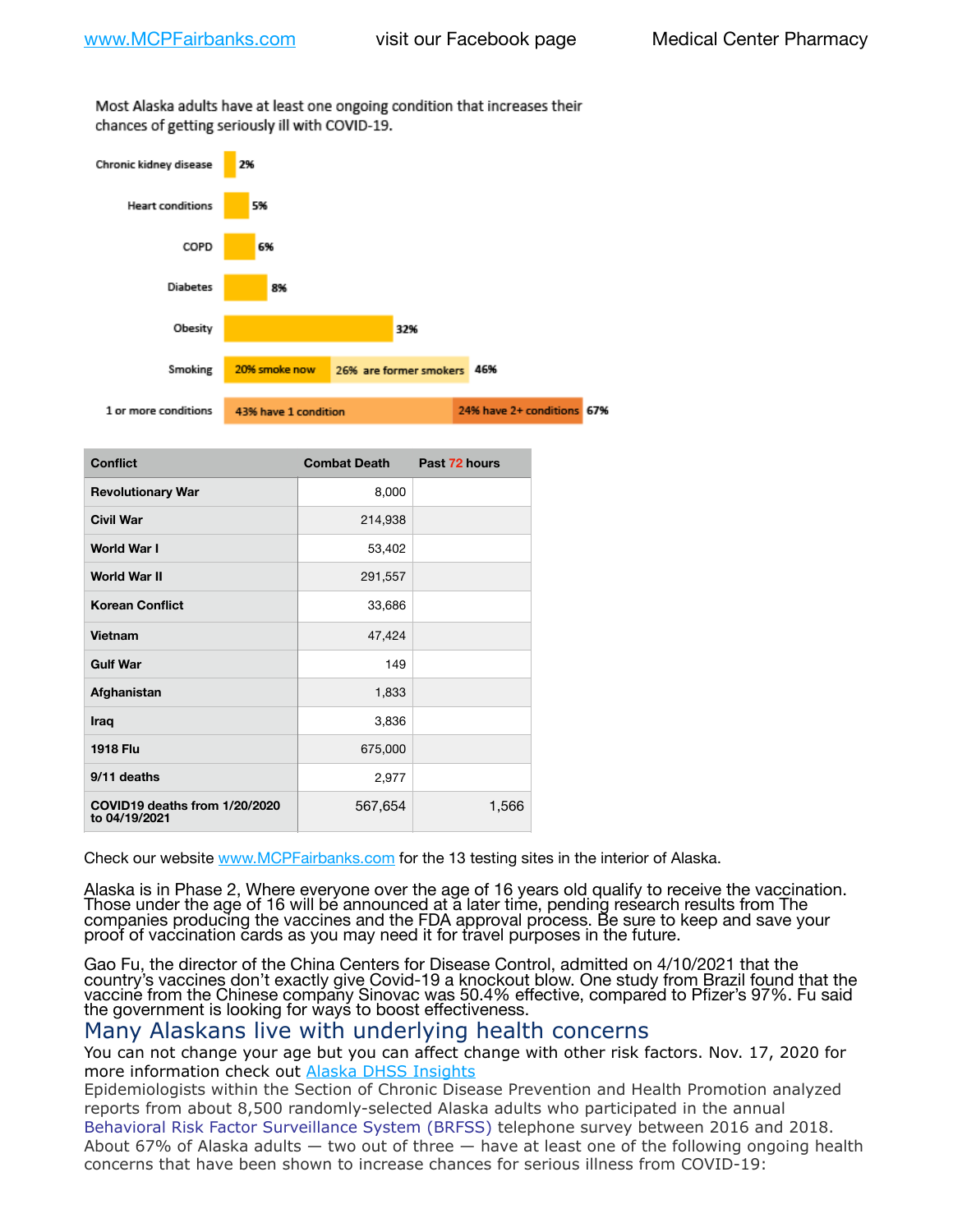Most Alaska adults have at least one ongoing condition that increases their chances of getting seriously ill with COVID-19.

| Condition | Percentage |
| --- | --- |
| Chronic kidney disease | 2% |
| Heart conditions | 5% |
| COPD | 6% |
| Diabetes | 8% |
| Obesity | 32% |
| Smoking | 20% smoke now, 26% are former smokers — 46% |
| 1 or more conditions | 43% have 1 condition, 24% have 2+ conditions — 67% |

| Conflict | Combat Death | Past 72 hours |
| --- | --- | --- |
| Revolutionary War | 8,000 | |
| Civil War | 214,938 | |
| World War I | 53,402 | |
| World War II | 291,557 | |
| Korean Conflict | 33,686 | |
| Vietnam | 47,424 | |
| Gulf War | 149 | |
| Afghanistan | 1,833 | |
| Iraq | 3,836 | |
| 1918 Flu | 675,000 | |
| 9/11 deaths | 2,977 | |
| COVID19 deaths from 1/20/2020 to 04/19/2021 | 567,654 | 1,566 |

Check our website www.MCPFairbanks.com for the 13 testing sites in the interior of Alaska.

Alaska is in Phase 2, Where everyone over the age of 16 years old qualify to receive the vaccination. Those under the age of 16 will be announced at a later time, pending research results from The companies producing the vaccines and the FDA approval process. Be sure to keep and save your proof of vaccination cards as you may need it for travel purposes in the future.

Gao Fu, the director of the China Centers for Disease Control, admitted on 4/10/2021 that the country's vaccines don't exactly give Covid-19 a knockout blow. One study from Brazil found that the vaccine from the Chinese company Sinovac was 50.4% effective, compared to Pfizer's 97%. Fu said the government is looking for ways to boost effectiveness.

## Many Alaskans live with underlying health concerns

You can not change your age but you can affect change with other risk factors. Nov. 17, 2020 for more information check out Alaska DHSS Insights

Epidemiologists within the Section of Chronic Disease Prevention and Health Promotion analyzed reports from about 8,500 randomly-selected Alaska adults who participated in the annual Behavioral Risk Factor Surveillance System (BRFSS) telephone survey between 2016 and 2018. About 67% of Alaska adults — two out of three — have at least one of the following ongoing health concerns that have been shown to increase chances for serious illness from COVID-19: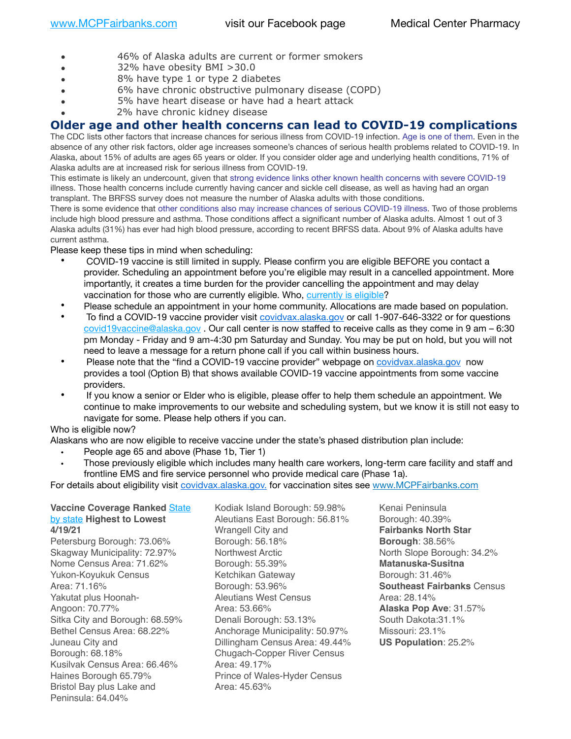- 46% of Alaska adults are current or former smokers
- 32% have obesity BMI >30.0
- 8% have type 1 or type 2 diabetes
- 6% have chronic obstructive pulmonary disease (COPD)
- 5% have heart disease or have had a heart attack
- 2% have chronic kidney disease

## Older age and other health concerns can lead to COVID-19 complications

The CDC lists other factors that increase chances for serious illness from COVID-19 infection. Age is one of them. Even in the absence of any other risk factors, older age increases someone's chances of serious health problems related to COVID-19. In Alaska, about 15% of adults are ages 65 years or older. If you consider older age and underlying health conditions, 71% of Alaska adults are at increased risk for serious illness from COVID-19.

This estimate is likely an undercount, given that strong evidence links other known health concerns with severe COVID-19 illness. Those health concerns include currently having cancer and sickle cell disease, as well as having had an organ transplant. The BRFSS survey does not measure the number of Alaska adults with those conditions.

There is some evidence that other conditions also may increase chances of serious COVID-19 illness. Two of those problems include high blood pressure and asthma. Those conditions affect a significant number of Alaska adults. Almost 1 out of 3 Alaska adults (31%) has ever had high blood pressure, according to recent BRFSS data. About 9% of Alaska adults have current asthma.

Please keep these tips in mind when scheduling:

- COVID-19 vaccine is still limited in supply. Please confirm you are eligible BEFORE you contact a provider. Scheduling an appointment before you're eligible may result in a cancelled appointment. More importantly, it creates a time burden for the provider cancelling the appointment and may delay vaccination for those who are currently eligible. Who, currently is eligible?
- Please schedule an appointment in your home community. Allocations are made based on population.
- To find a COVID-19 vaccine provider visit covidvax.alaska.gov or call 1-907-646-3322 or for questions covid19vaccine@alaska.gov . Our call center is now staffed to receive calls as they come in 9 am – 6:30 pm Monday - Friday and 9 am-4:30 pm Saturday and Sunday. You may be put on hold, but you will not need to leave a message for a return phone call if you call within business hours.
- Please note that the "find a COVID-19 vaccine provider" webpage on covidvax.alaska.gov now provides a tool (Option B) that shows available COVID-19 vaccine appointments from some vaccine providers.
- If you know a senior or Elder who is eligible, please offer to help them schedule an appointment. We continue to make improvements to our website and scheduling system, but we know it is still not easy to navigate for some. Please help others if you can.

Who is eligible now?

Alaskans who are now eligible to receive vaccine under the state's phased distribution plan include:

- People age 65 and above (Phase 1b, Tier 1)
- Those previously eligible which includes many health care workers, long-term care facility and staff and frontline EMS and fire service personnel who provide medical care (Phase 1a).

For details about eligibility visit covidvax.alaska.gov. for vaccination sites see www.MCPFairbanks.com

**Vaccine Coverage Ranked State by state Highest to Lowest 4/19/21**

Petersburg Borough: 73.06%
Skagway Municipality: 72.97%
Nome Census Area: 71.62%
Yukon-Koyukuk Census Area: 71.16%
Yakutat plus Hoonah-Angoon: 70.77%
Sitka City and Borough: 68.59%
Bethel Census Area: 68.22%
Juneau City and Borough: 68.18%
Kusilvak Census Area: 66.46%
Haines Borough 65.79%
Bristol Bay plus Lake and Peninsula: 64.04%
Kodiak Island Borough: 59.98%
Aleutians East Borough: 56.81%
Wrangell City and Borough: 56.18%
Northwest Arctic Borough: 55.39%
Ketchikan Gateway Borough: 53.96%
Aleutians West Census Area: 53.66%
Denali Borough: 53.13%
Anchorage Municipality: 50.97%
Dillingham Census Area: 49.44%
Chugach-Copper River Census Area: 49.17%
Prince of Wales-Hyder Census Area: 45.63%
Kenai Peninsula Borough: 40.39%
**Fairbanks North Star Borough**: 38.56%
North Slope Borough: 34.2%
**Matanuska-Susitna** Borough: 31.46%
**Southeast Fairbanks** Census Area: 28.14%
**Alaska Pop Ave**: 31.57%
South Dakota:31.1%
Missouri: 23.1%
**US Population**: 25.2%